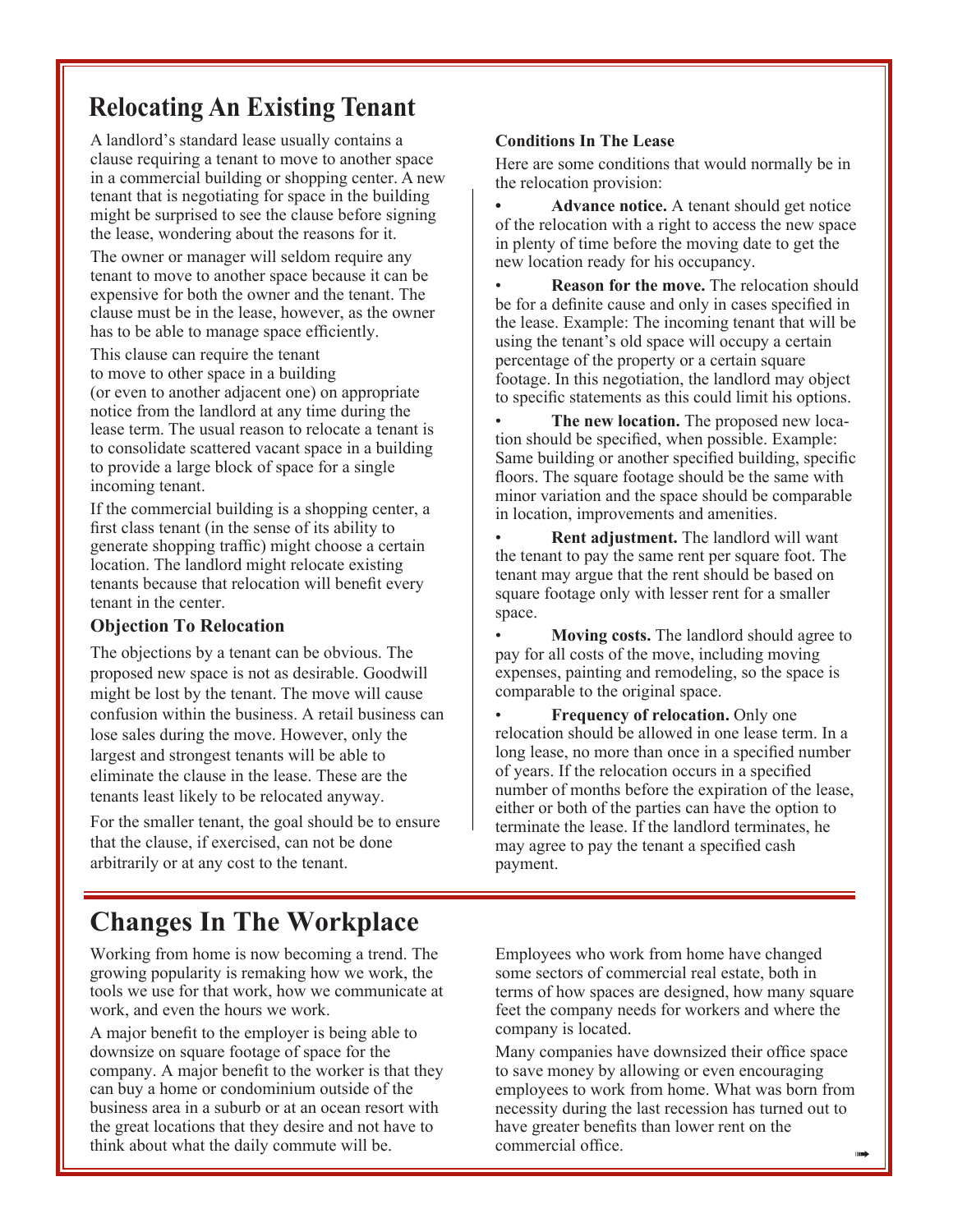## Relocating An Existing Tenant

A landlord's standard lease usually contains a clause requiring a tenant to move to another space in a commercial building or shopping center. A new tenant that is negotiating for space in the building might be surprised to see the clause before signing the lease, wondering about the reasons for it.

The owner or manager will seldom require any tenant to move to another space because it can be expensive for both the owner and the tenant. The clause must be in the lease, however, as the owner has to be able to manage space efficiently.

This clause can require the tenant to move to other space in a building (or even to another adjacent one) on appropriate notice from the landlord at any time during the lease term. The usual reason to relocate a tenant is to consolidate scattered vacant space in a building to provide a large block of space for a single incoming tenant.

If the commercial building is a shopping center, a first class tenant (in the sense of its ability to generate shopping traffic) might choose a certain location. The landlord might relocate existing tenants because that relocation will benefit every tenant in the center.

### Objection To Relocation

The objections by a tenant can be obvious. The proposed new space is not as desirable. Goodwill might be lost by the tenant. The move will cause confusion within the business. A retail business can lose sales during the move. However, only the largest and strongest tenants will be able to eliminate the clause in the lease. These are the tenants least likely to be relocated anyway.

For the smaller tenant, the goal should be to ensure that the clause, if exercised, can not be done arbitrarily or at any cost to the tenant.

### Conditions In The Lease

Here are some conditions that would normally be in the relocation provision:

- **Advance notice.** A tenant should get notice of the relocation with a right to access the new space in plenty of time before the moving date to get the new location ready for his occupancy.
- **Reason for the move.** The relocation should be for a definite cause and only in cases specified in the lease. Example: The incoming tenant that will be using the tenant's old space will occupy a certain percentage of the property or a certain square footage. In this negotiation, the landlord may object to specific statements as this could limit his options.
- **The new location.** The proposed new location should be specified, when possible. Example: Same building or another specified building, specific floors. The square footage should be the same with minor variation and the space should be comparable in location, improvements and amenities.
- **Rent adjustment.** The landlord will want the tenant to pay the same rent per square foot. The tenant may argue that the rent should be based on square footage only with lesser rent for a smaller space.
- **Moving costs.** The landlord should agree to pay for all costs of the move, including moving expenses, painting and remodeling, so the space is comparable to the original space.
- **Frequency of relocation.** Only one relocation should be allowed in one lease term. In a long lease, no more than once in a specified number of years. If the relocation occurs in a specified number of months before the expiration of the lease, either or both of the parties can have the option to terminate the lease. If the landlord terminates, he may agree to pay the tenant a specified cash payment.

## Changes In The Workplace

Working from home is now becoming a trend. The growing popularity is remaking how we work, the tools we use for that work, how we communicate at work, and even the hours we work.

A major benefit to the employer is being able to downsize on square footage of space for the company. A major benefit to the worker is that they can buy a home or condominium outside of the business area in a suburb or at an ocean resort with the great locations that they desire and not have to think about what the daily commute will be.

Employees who work from home have changed some sectors of commercial real estate, both in terms of how spaces are designed, how many square feet the company needs for workers and where the company is located.

Many companies have downsized their office space to save money by allowing or even encouraging employees to work from home. What was born from necessity during the last recession has turned out to have greater benefits than lower rent on the commercial office.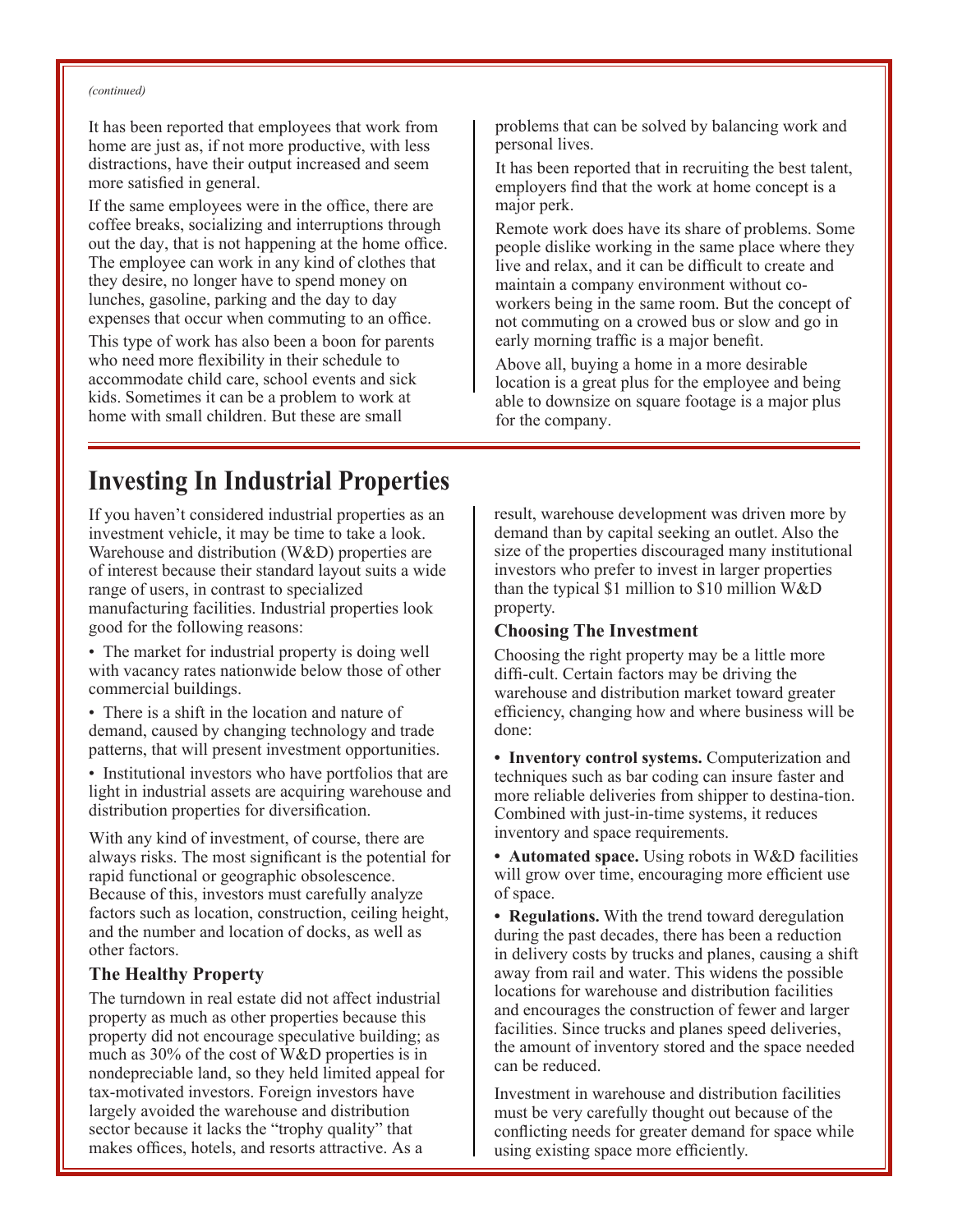*(continued)*

It has been reported that employees that work from home are just as, if not more productive, with less distractions, have their output increased and seem more satisfied in general.

If the same employees were in the office, there are coffee breaks, socializing and interruptions through out the day, that is not happening at the home office. The employee can work in any kind of clothes that they desire, no longer have to spend money on lunches, gasoline, parking and the day to day expenses that occur when commuting to an office.

This type of work has also been a boon for parents who need more flexibility in their schedule to accommodate child care, school events and sick kids. Sometimes it can be a problem to work at home with small children. But these are small problems that can be solved by balancing work and personal lives.

It has been reported that in recruiting the best talent, employers find that the work at home concept is a major perk.

Remote work does have its share of problems. Some people dislike working in the same place where they live and relax, and it can be difficult to create and maintain a company environment without co-workers being in the same room. But the concept of not commuting on a crowed bus or slow and go in early morning traffic is a major benefit.

Above all, buying a home in a more desirable location is a great plus for the employee and being able to downsize on square footage is a major plus for the company.

# Investing In Industrial Properties

If you haven't considered industrial properties as an investment vehicle, it may be time to take a look. Warehouse and distribution (W&D) properties are of interest because their standard layout suits a wide range of users, in contrast to specialized manufacturing facilities. Industrial properties look good for the following reasons:

- The market for industrial property is doing well with vacancy rates nationwide below those of other commercial buildings.
- There is a shift in the location and nature of demand, caused by changing technology and trade patterns, that will present investment opportunities.
- Institutional investors who have portfolios that are light in industrial assets are acquiring warehouse and distribution properties for diversification.

With any kind of investment, of course, there are always risks. The most significant is the potential for rapid functional or geographic obsolescence. Because of this, investors must carefully analyze factors such as location, construction, ceiling height, and the number and location of docks, as well as other factors.

### The Healthy Property

The turndown in real estate did not affect industrial property as much as other properties because this property did not encourage speculative building; as much as 30% of the cost of W&D properties is in nondepreciable land, so they held limited appeal for tax-motivated investors. Foreign investors have largely avoided the warehouse and distribution sector because it lacks the "trophy quality" that makes offices, hotels, and resorts attractive. As a result, warehouse development was driven more by demand than by capital seeking an outlet. Also the size of the properties discouraged many institutional investors who prefer to invest in larger properties than the typical \$1 million to \$10 million W&D property.

### Choosing The Investment

Choosing the right property may be a little more diffi-cult. Certain factors may be driving the warehouse and distribution market toward greater efficiency, changing how and where business will be done:

- **Inventory control systems.** Computerization and techniques such as bar coding can insure faster and more reliable deliveries from shipper to destina-tion. Combined with just-in-time systems, it reduces inventory and space requirements.
- **Automated space.** Using robots in W&D facilities will grow over time, encouraging more efficient use of space.
- **Regulations.** With the trend toward deregulation during the past decades, there has been a reduction in delivery costs by trucks and planes, causing a shift away from rail and water. This widens the possible locations for warehouse and distribution facilities and encourages the construction of fewer and larger facilities. Since trucks and planes speed deliveries, the amount of inventory stored and the space needed can be reduced.

Investment in warehouse and distribution facilities must be very carefully thought out because of the conflicting needs for greater demand for space while using existing space more efficiently.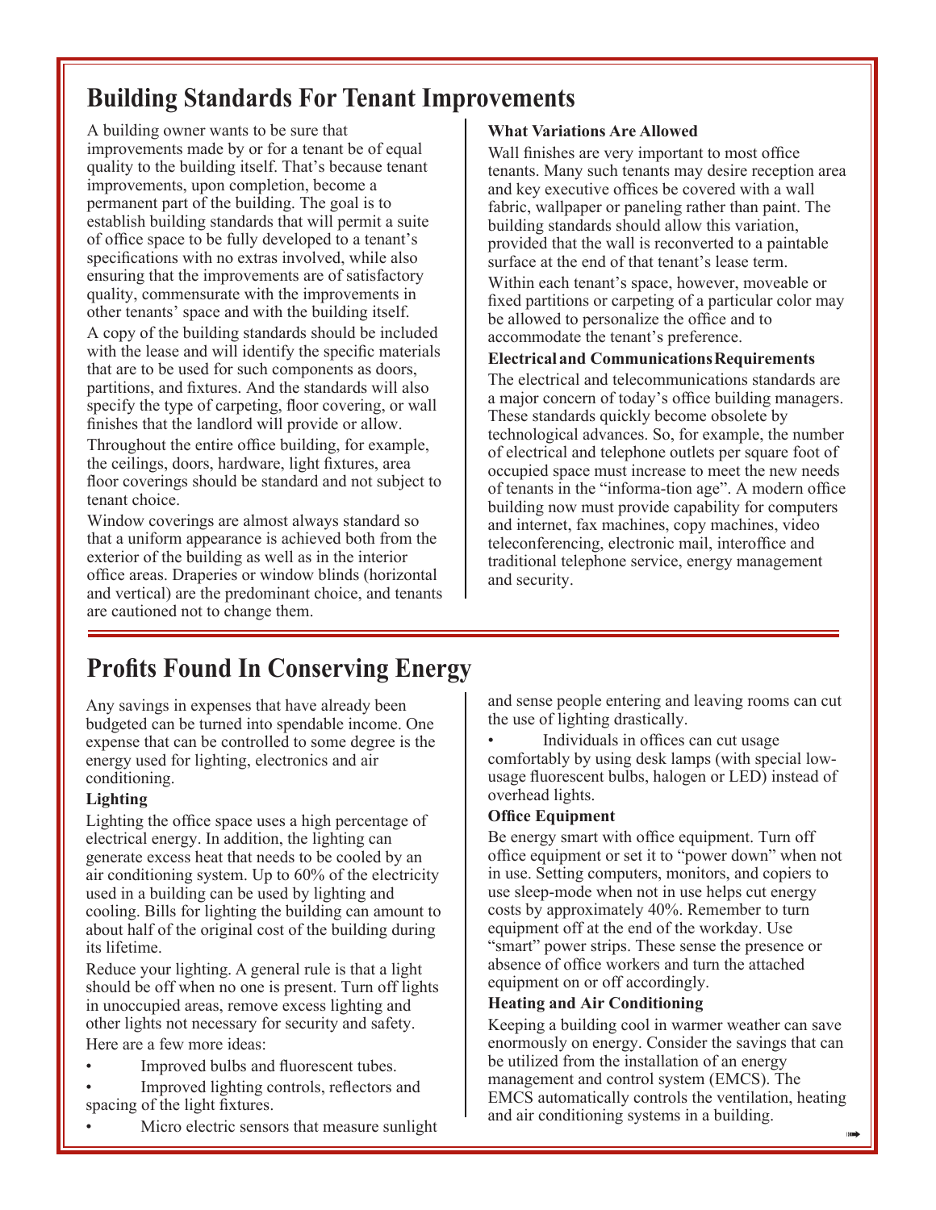## Building Standards For Tenant Improvements

A building owner wants to be sure that improvements made by or for a tenant be of equal quality to the building itself. That's because tenant improvements, upon completion, become a permanent part of the building. The goal is to establish building standards that will permit a suite of office space to be fully developed to a tenant's specifications with no extras involved, while also ensuring that the improvements are of satisfactory quality, commensurate with the improvements in other tenants' space and with the building itself.

A copy of the building standards should be included with the lease and will identify the specific materials that are to be used for such components as doors, partitions, and fixtures. And the standards will also specify the type of carpeting, floor covering, or wall finishes that the landlord will provide or allow.

Throughout the entire office building, for example, the ceilings, doors, hardware, light fixtures, area floor coverings should be standard and not subject to tenant choice.

Window coverings are almost always standard so that a uniform appearance is achieved both from the exterior of the building as well as in the interior office areas. Draperies or window blinds (horizontal and vertical) are the predominant choice, and tenants are cautioned not to change them.

**What Variations Are Allowed**

Wall finishes are very important to most office tenants. Many such tenants may desire reception area and key executive offices be covered with a wall fabric, wallpaper or paneling rather than paint. The building standards should allow this variation, provided that the wall is reconverted to a paintable surface at the end of that tenant's lease term.

Within each tenant's space, however, moveable or fixed partitions or carpeting of a particular color may be allowed to personalize the office and to accommodate the tenant's preference.

**Electrical and Communications Requirements**

The electrical and telecommunications standards are a major concern of today's office building managers. These standards quickly become obsolete by technological advances. So, for example, the number of electrical and telephone outlets per square foot of occupied space must increase to meet the new needs of tenants in the "informa-tion age". A modern office building now must provide capability for computers and internet, fax machines, copy machines, video teleconferencing, electronic mail, interoffice and traditional telephone service, energy management and security.

## Profits Found In Conserving Energy

Any savings in expenses that have already been budgeted can be turned into spendable income. One expense that can be controlled to some degree is the energy used for lighting, electronics and air conditioning.

**Lighting**

Lighting the office space uses a high percentage of electrical energy. In addition, the lighting can generate excess heat that needs to be cooled by an air conditioning system. Up to 60% of the electricity used in a building can be used by lighting and cooling. Bills for lighting the building can amount to about half of the original cost of the building during its lifetime.

Reduce your lighting. A general rule is that a light should be off when no one is present. Turn off lights in unoccupied areas, remove excess lighting and other lights not necessary for security and safety.

Here are a few more ideas:

- Improved bulbs and fluorescent tubes.
- Improved lighting controls, reflectors and spacing of the light fixtures.
- Micro electric sensors that measure sunlight and sense people entering and leaving rooms can cut the use of lighting drastically.
- Individuals in offices can cut usage comfortably by using desk lamps (with special low-usage fluorescent bulbs, halogen or LED) instead of overhead lights.

**Office Equipment**

Be energy smart with office equipment. Turn off office equipment or set it to "power down" when not in use. Setting computers, monitors, and copiers to use sleep-mode when not in use helps cut energy costs by approximately 40%. Remember to turn equipment off at the end of the workday. Use "smart" power strips. These sense the presence or absence of office workers and turn the attached equipment on or off accordingly.

**Heating and Air Conditioning**

Keeping a building cool in warmer weather can save enormously on energy. Consider the savings that can be utilized from the installation of an energy management and control system (EMCS). The EMCS automatically controls the ventilation, heating and air conditioning systems in a building.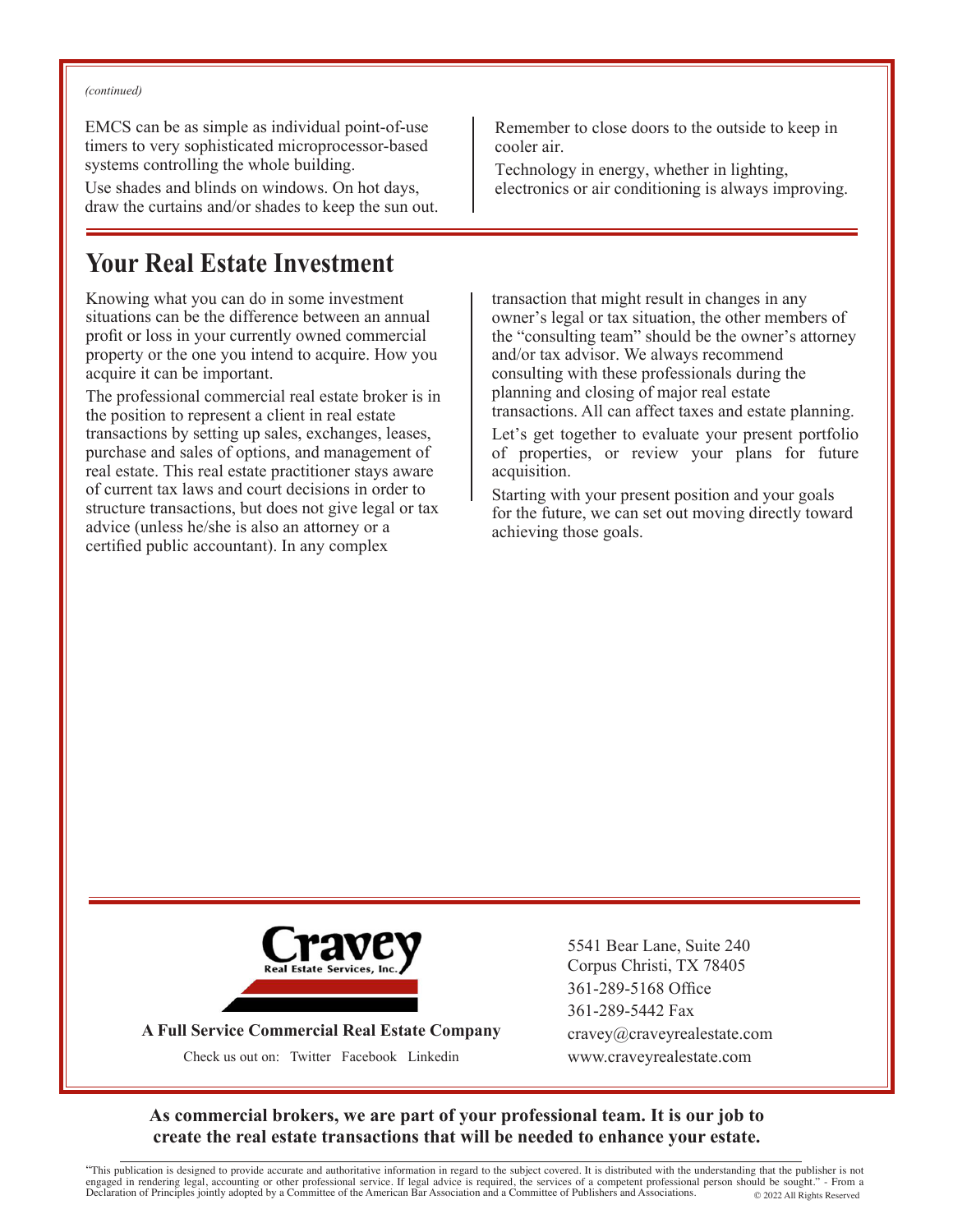*(continued)*

EMCS can be as simple as individual point-of-use timers to very sophisticated microprocessor-based systems controlling the whole building.

Use shades and blinds on windows. On hot days, draw the curtains and/or shades to keep the sun out.

Remember to close doors to the outside to keep in cooler air.

Technology in energy, whether in lighting, electronics or air conditioning is always improving.

## Your Real Estate Investment

Knowing what you can do in some investment situations can be the difference between an annual profit or loss in your currently owned commercial property or the one you intend to acquire. How you acquire it can be important.

The professional commercial real estate broker is in the position to represent a client in real estate transactions by setting up sales, exchanges, leases, purchase and sales of options, and management of real estate. This real estate practitioner stays aware of current tax laws and court decisions in order to structure transactions, but does not give legal or tax advice (unless he/she is also an attorney or a certified public accountant). In any complex transaction that might result in changes in any owner's legal or tax situation, the other members of the "consulting team" should be the owner's attorney and/or tax advisor. We always recommend consulting with these professionals during the planning and closing of major real estate transactions. All can affect taxes and estate planning.

Let's get together to evaluate your present portfolio of properties, or review your plans for future acquisition.

Starting with your present position and your goals for the future, we can set out moving directly toward achieving those goals.

Cravey Real Estate Services, Inc.

**A Full Service Commercial Real Estate Company**

Check us out on: Twitter Facebook Linkedin

5541 Bear Lane, Suite 240
Corpus Christi, TX 78405
361-289-5168 Office
361-289-5442 Fax
cravey@craveyrealestate.com
www.craveyrealestate.com

**As commercial brokers, we are part of your professional team. It is our job to create the real estate transactions that will be needed to enhance your estate.**

"This publication is designed to provide accurate and authoritative information in regard to the subject covered. It is distributed with the understanding that the publisher is not engaged in rendering legal, accounting or other professional service. If legal advice is required, the services of a competent professional person should be sought." - From a Declaration of Principles jointly adopted by a Committee of the American Bar Association and a Committee of Publishers and Associations. © 2022 All Rights Reserved